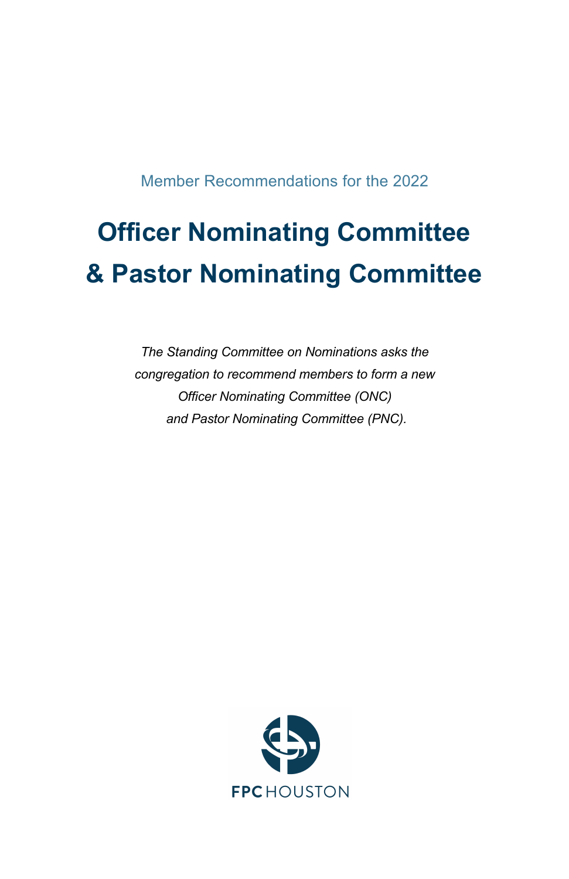Member Recommendations for the 2022

# Officer Nominating Committee & Pastor Nominating Committee

*The Standing Committee on Nominations asks the congregation to recommend members to form a new Officer Nominating Committee (ONC) and Pastor Nominating Committee (PNC).*

FPC HOUSTON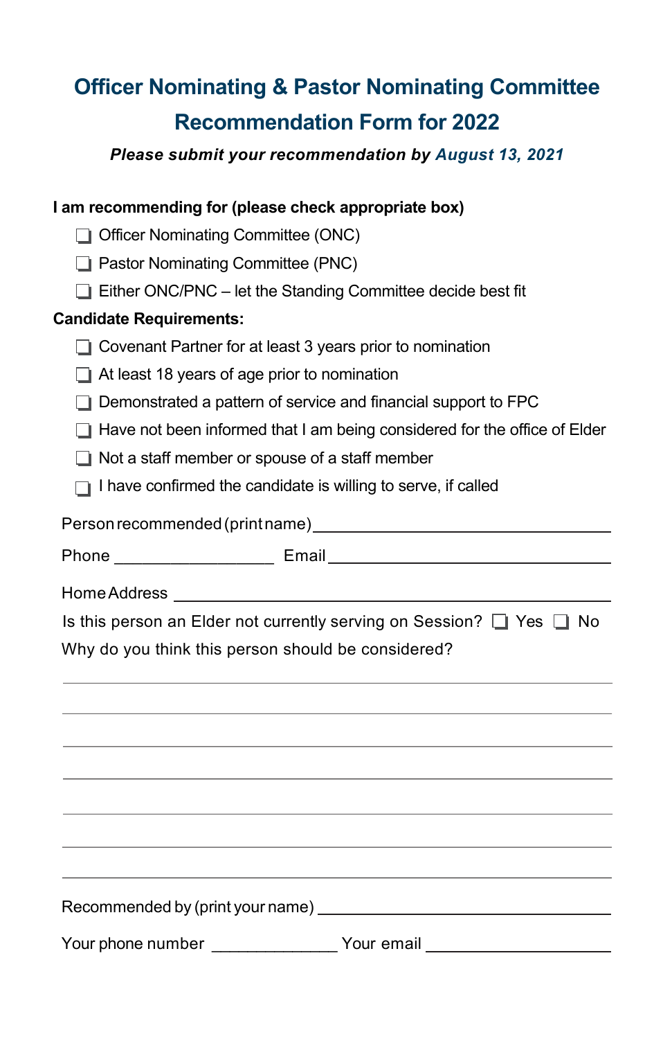# Officer Nominating & Pastor Nominating Committee Recommendation Form for 2022

***Please submit your recommendation by August 13, 2021***

**I am recommending for (please check appropriate box)**

- ☐ Officer Nominating Committee (ONC)
- ☐ Pastor Nominating Committee (PNC)
- ☐ Either ONC/PNC – let the Standing Committee decide best fit

**Candidate Requirements:**

- ☐ Covenant Partner for at least 3 years prior to nomination
- ☐ At least 18 years of age prior to nomination
- ☐ Demonstrated a pattern of service and financial support to FPC
- ☐ Have not been informed that I am being considered for the office of Elder
- ☐ Not a staff member or spouse of a staff member
- ☐ I have confirmed the candidate is willing to serve, if called

Person recommended (print name) ________________________________

Phone _________________ Email ________________________________

Home Address ________________________________________________

Is this person an Elder not currently serving on Session? ☐ Yes ☐ No

Why do you think this person should be considered?

______________________________________________________________

______________________________________________________________

______________________________________________________________

______________________________________________________________

______________________________________________________________

______________________________________________________________

______________________________________________________________

Recommended by (print your name) ______________________________

Your phone number ______________ Your email ____________________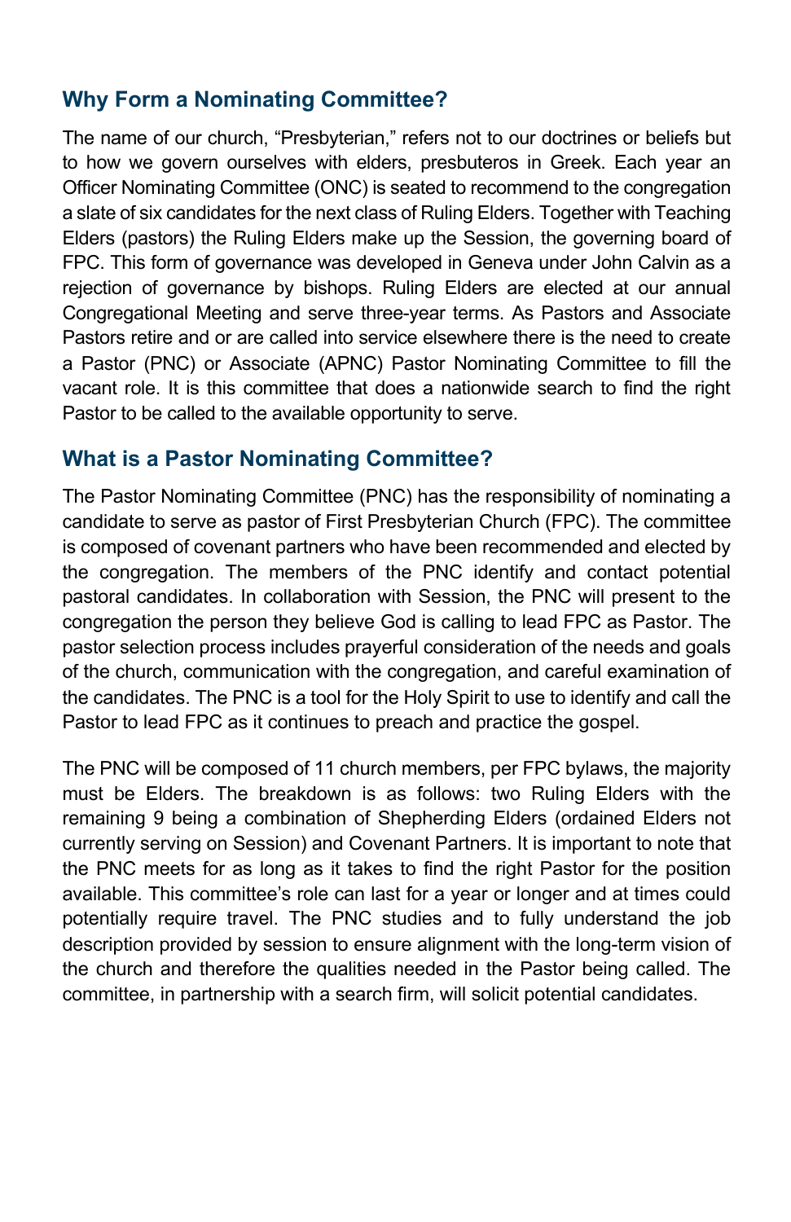## Why Form a Nominating Committee?

The name of our church, “Presbyterian,” refers not to our doctrines or beliefs but to how we govern ourselves with elders, presbuteros in Greek. Each year an Officer Nominating Committee (ONC) is seated to recommend to the congregation a slate of six candidates for the next class of Ruling Elders. Together with Teaching Elders (pastors) the Ruling Elders make up the Session, the governing board of FPC. This form of governance was developed in Geneva under John Calvin as a rejection of governance by bishops. Ruling Elders are elected at our annual Congregational Meeting and serve three-year terms. As Pastors and Associate Pastors retire and or are called into service elsewhere there is the need to create a Pastor (PNC) or Associate (APNC) Pastor Nominating Committee to fill the vacant role. It is this committee that does a nationwide search to find the right Pastor to be called to the available opportunity to serve.

## What is a Pastor Nominating Committee?

The Pastor Nominating Committee (PNC) has the responsibility of nominating a candidate to serve as pastor of First Presbyterian Church (FPC). The committee is composed of covenant partners who have been recommended and elected by the congregation. The members of the PNC identify and contact potential pastoral candidates. In collaboration with Session, the PNC will present to the congregation the person they believe God is calling to lead FPC as Pastor. The pastor selection process includes prayerful consideration of the needs and goals of the church, communication with the congregation, and careful examination of the candidates. The PNC is a tool for the Holy Spirit to use to identify and call the Pastor to lead FPC as it continues to preach and practice the gospel.

The PNC will be composed of 11 church members, per FPC bylaws, the majority must be Elders. The breakdown is as follows: two Ruling Elders with the remaining 9 being a combination of Shepherding Elders (ordained Elders not currently serving on Session) and Covenant Partners. It is important to note that the PNC meets for as long as it takes to find the right Pastor for the position available. This committee’s role can last for a year or longer and at times could potentially require travel. The PNC studies and to fully understand the job description provided by session to ensure alignment with the long-term vision of the church and therefore the qualities needed in the Pastor being called. The committee, in partnership with a search firm, will solicit potential candidates.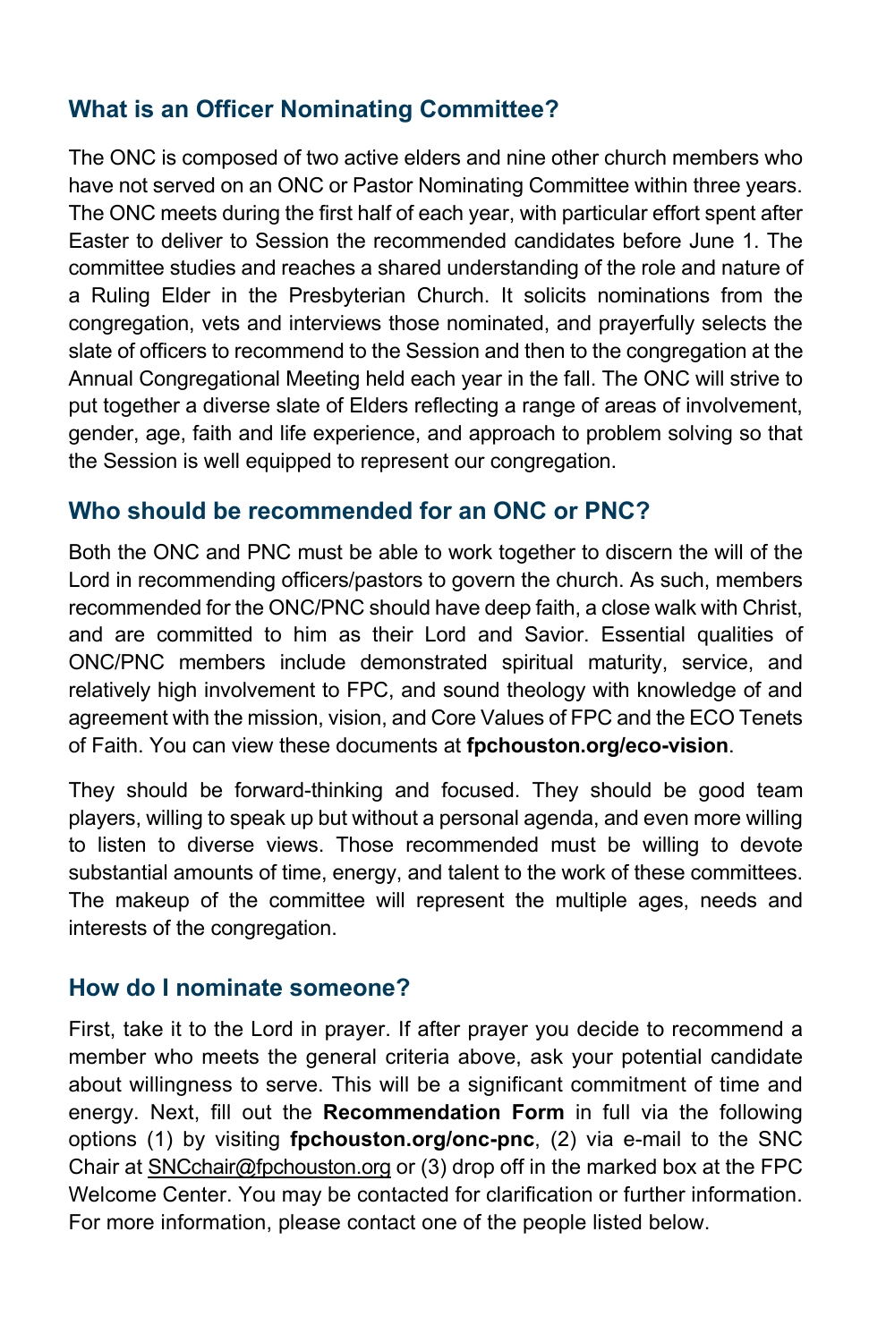## What is an Officer Nominating Committee?

The ONC is composed of two active elders and nine other church members who have not served on an ONC or Pastor Nominating Committee within three years. The ONC meets during the first half of each year, with particular effort spent after Easter to deliver to Session the recommended candidates before June 1. The committee studies and reaches a shared understanding of the role and nature of a Ruling Elder in the Presbyterian Church. It solicits nominations from the congregation, vets and interviews those nominated, and prayerfully selects the slate of officers to recommend to the Session and then to the congregation at the Annual Congregational Meeting held each year in the fall. The ONC will strive to put together a diverse slate of Elders reflecting a range of areas of involvement, gender, age, faith and life experience, and approach to problem solving so that the Session is well equipped to represent our congregation.

## Who should be recommended for an ONC or PNC?

Both the ONC and PNC must be able to work together to discern the will of the Lord in recommending officers/pastors to govern the church. As such, members recommended for the ONC/PNC should have deep faith, a close walk with Christ, and are committed to him as their Lord and Savior. Essential qualities of ONC/PNC members include demonstrated spiritual maturity, service, and relatively high involvement to FPC, and sound theology with knowledge of and agreement with the mission, vision, and Core Values of FPC and the ECO Tenets of Faith. You can view these documents at **fpchouston.org/eco-vision**.

They should be forward-thinking and focused. They should be good team players, willing to speak up but without a personal agenda, and even more willing to listen to diverse views. Those recommended must be willing to devote substantial amounts of time, energy, and talent to the work of these committees. The makeup of the committee will represent the multiple ages, needs and interests of the congregation.

## How do I nominate someone?

First, take it to the Lord in prayer. If after prayer you decide to recommend a member who meets the general criteria above, ask your potential candidate about willingness to serve. This will be a significant commitment of time and energy. Next, fill out the **Recommendation Form** in full via the following options (1) by visiting **fpchouston.org/onc-pnc**, (2) via e-mail to the SNC Chair at SNCchair@fpchouston.org or (3) drop off in the marked box at the FPC Welcome Center. You may be contacted for clarification or further information. For more information, please contact one of the people listed below.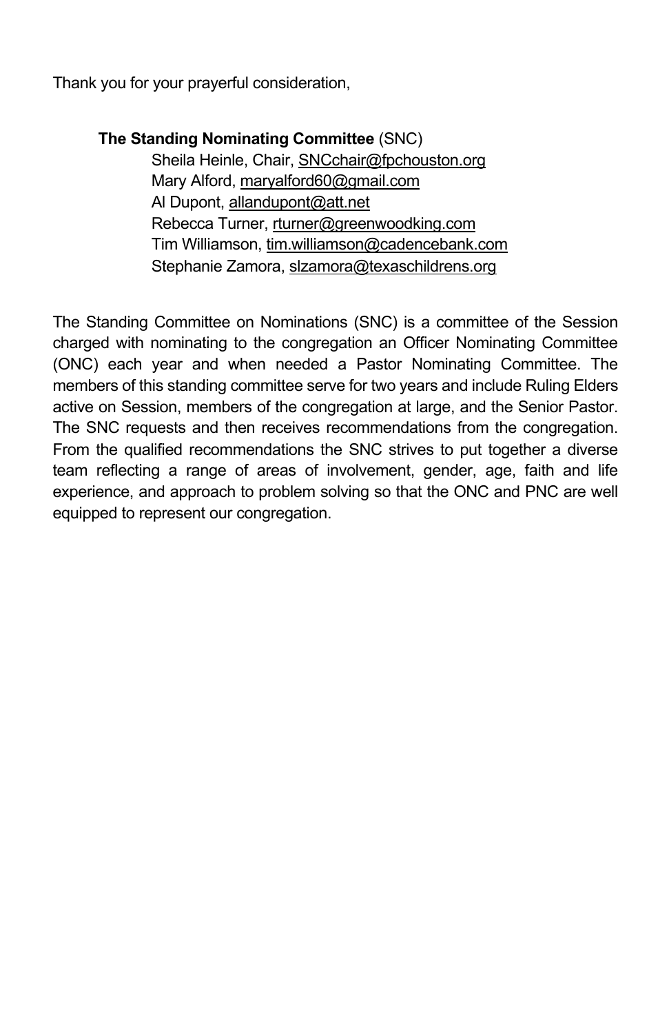Thank you for your prayerful consideration,

**The Standing Nominating Committee** (SNC)
Sheila Heinle, Chair, SNCchair@fpchouston.org
Mary Alford, maryalford60@gmail.com
Al Dupont, allandupont@att.net
Rebecca Turner, rturner@greenwoodking.com
Tim Williamson, tim.williamson@cadencebank.com
Stephanie Zamora, slzamora@texaschildrens.org

The Standing Committee on Nominations (SNC) is a committee of the Session charged with nominating to the congregation an Officer Nominating Committee (ONC) each year and when needed a Pastor Nominating Committee. The members of this standing committee serve for two years and include Ruling Elders active on Session, members of the congregation at large, and the Senior Pastor. The SNC requests and then receives recommendations from the congregation. From the qualified recommendations the SNC strives to put together a diverse team reflecting a range of areas of involvement, gender, age, faith and life experience, and approach to problem solving so that the ONC and PNC are well equipped to represent our congregation.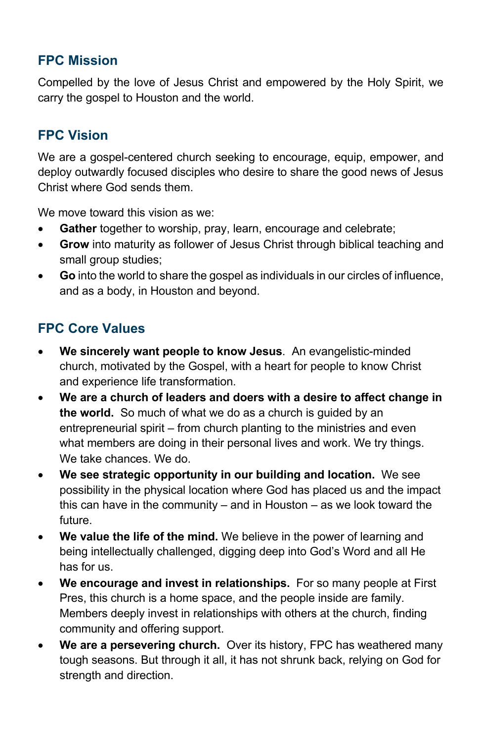## FPC Mission

Compelled by the love of Jesus Christ and empowered by the Holy Spirit, we carry the gospel to Houston and the world.

## FPC Vision

We are a gospel-centered church seeking to encourage, equip, empower, and deploy outwardly focused disciples who desire to share the good news of Jesus Christ where God sends them.

We move toward this vision as we:

- **Gather** together to worship, pray, learn, encourage and celebrate;
- **Grow** into maturity as follower of Jesus Christ through biblical teaching and small group studies;
- **Go** into the world to share the gospel as individuals in our circles of influence, and as a body, in Houston and beyond.

## FPC Core Values

- **We sincerely want people to know Jesus**. An evangelistic-minded church, motivated by the Gospel, with a heart for people to know Christ and experience life transformation.
- **We are a church of leaders and doers with a desire to affect change in the world.** So much of what we do as a church is guided by an entrepreneurial spirit – from church planting to the ministries and even what members are doing in their personal lives and work. We try things. We take chances. We do.
- **We see strategic opportunity in our building and location.** We see possibility in the physical location where God has placed us and the impact this can have in the community – and in Houston – as we look toward the future.
- **We value the life of the mind.** We believe in the power of learning and being intellectually challenged, digging deep into God's Word and all He has for us.
- **We encourage and invest in relationships.** For so many people at First Pres, this church is a home space, and the people inside are family. Members deeply invest in relationships with others at the church, finding community and offering support.
- **We are a persevering church.** Over its history, FPC has weathered many tough seasons. But through it all, it has not shrunk back, relying on God for strength and direction.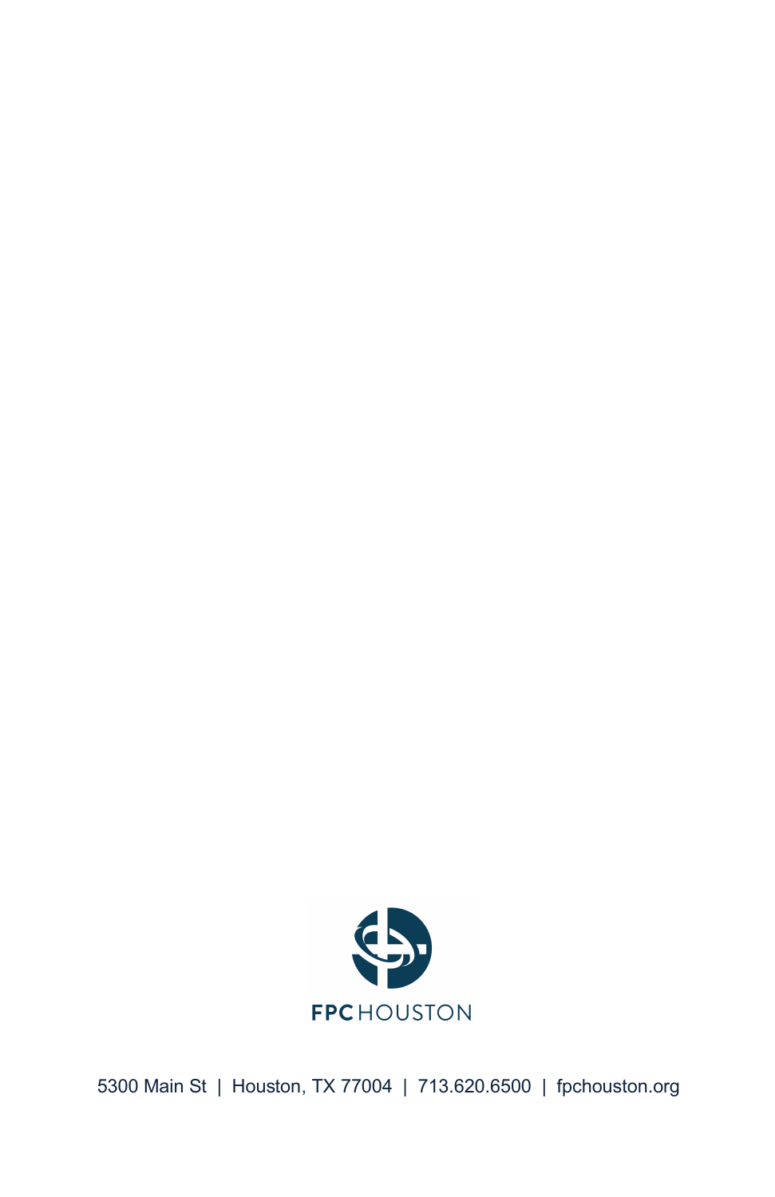FPC HOUSTON

5300 Main St | Houston, TX 77004 | 713.620.6500 | fpchouston.org